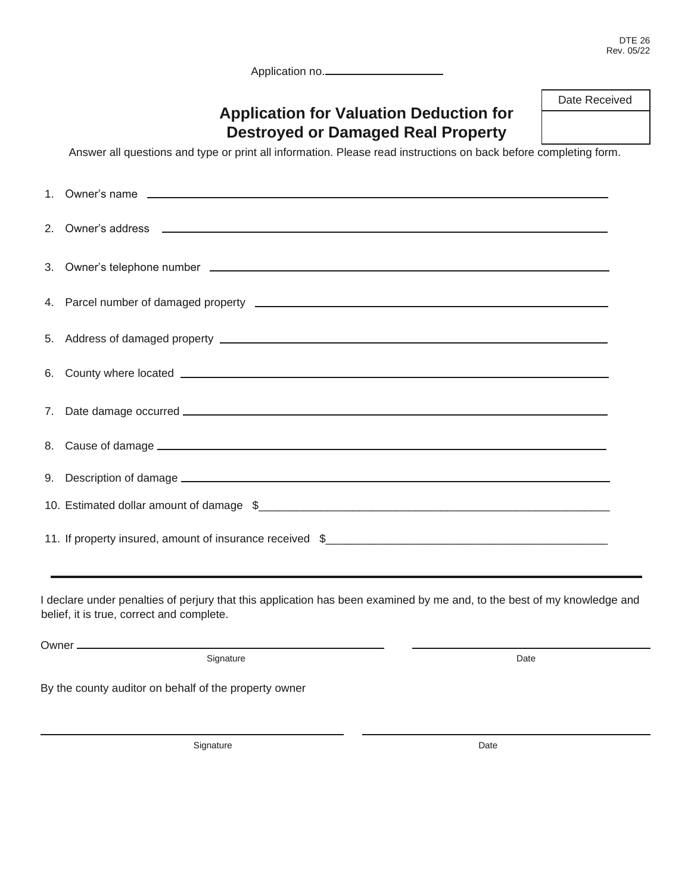DTE 26
Rev. 05/22

Application no.\_\_\_\_\_\_\_\_\_\_\_\_\_\_\_\_\_\_\_\_

| Date Received |
| --- |
| |

# Application for Valuation Deduction for Destroyed or Damaged Real Property

Answer all questions and type or print all information. Please read instructions on back before completing form.

1. Owner's name \_\_\_\_\_\_\_\_\_\_\_\_\_\_\_\_\_\_\_\_\_\_\_\_\_\_\_\_\_\_\_\_\_\_\_\_\_\_\_\_\_\_\_\_\_\_\_\_\_\_\_\_
2. Owner's address \_\_\_\_\_\_\_\_\_\_\_\_\_\_\_\_\_\_\_\_\_\_\_\_\_\_\_\_\_\_\_\_\_\_\_\_\_\_\_\_\_\_\_\_\_\_\_\_\_\_
3. Owner's telephone number \_\_\_\_\_\_\_\_\_\_\_\_\_\_\_\_\_\_\_\_\_\_\_\_\_\_\_\_\_\_\_\_\_\_\_\_\_\_\_\_\_\_\_
4. Parcel number of damaged property \_\_\_\_\_\_\_\_\_\_\_\_\_\_\_\_\_\_\_\_\_\_\_\_\_\_\_\_\_\_\_\_\_\_\_\_
5. Address of damaged property \_\_\_\_\_\_\_\_\_\_\_\_\_\_\_\_\_\_\_\_\_\_\_\_\_\_\_\_\_\_\_\_\_\_\_\_\_\_\_\_\_
6. County where located \_\_\_\_\_\_\_\_\_\_\_\_\_\_\_\_\_\_\_\_\_\_\_\_\_\_\_\_\_\_\_\_\_\_\_\_\_\_\_\_\_\_\_\_\_\_\_
7. Date damage occurred \_\_\_\_\_\_\_\_\_\_\_\_\_\_\_\_\_\_\_\_\_\_\_\_\_\_\_\_\_\_\_\_\_\_\_\_\_\_\_\_\_\_\_\_\_\_
8. Cause of damage \_\_\_\_\_\_\_\_\_\_\_\_\_\_\_\_\_\_\_\_\_\_\_\_\_\_\_\_\_\_\_\_\_\_\_\_\_\_\_\_\_\_\_\_\_\_\_\_\_\_\_
9. Description of damage \_\_\_\_\_\_\_\_\_\_\_\_\_\_\_\_\_\_\_\_\_\_\_\_\_\_\_\_\_\_\_\_\_\_\_\_\_\_\_\_\_\_\_\_\_\_
10. Estimated dollar amount of damage $\_\_\_\_\_\_\_\_\_\_\_\_\_\_\_\_\_\_\_\_\_\_\_\_\_\_\_\_\_\_\_\_\_\_\_\_\_\_\_\_\_\_\_\_\_\_\_\_\_\_\_\_\_\_\_\_
11. If property insured, amount of insurance received $\_\_\_\_\_\_\_\_\_\_\_\_\_\_\_\_\_\_\_\_\_\_\_\_\_\_\_\_\_\_\_\_\_\_\_\_\_\_\_\_\_\_\_\_\_\_

---

I declare under penalties of perjury that this application has been examined by me and, to the best of my knowledge and belief, it is true, correct and complete.

Owner \_\_\_\_\_\_\_\_\_\_\_\_\_\_\_\_\_\_\_\_\_\_\_\_\_\_\_\_\_\_\_\_\_\_\_\_\_\_\_\_ \_\_\_\_\_\_\_\_\_\_\_\_\_\_\_\_\_\_\_\_\_\_\_\_\_\_\_\_\_\_
Signature Date

By the county auditor on behalf of the property owner

\_\_\_\_\_\_\_\_\_\_\_\_\_\_\_\_\_\_\_\_\_\_\_\_\_\_\_\_\_\_\_\_\_\_\_\_\_\_\_\_ \_\_\_\_\_\_\_\_\_\_\_\_\_\_\_\_\_\_\_\_\_\_\_\_\_\_\_\_\_\_\_\_\_\_\_\_
Signature Date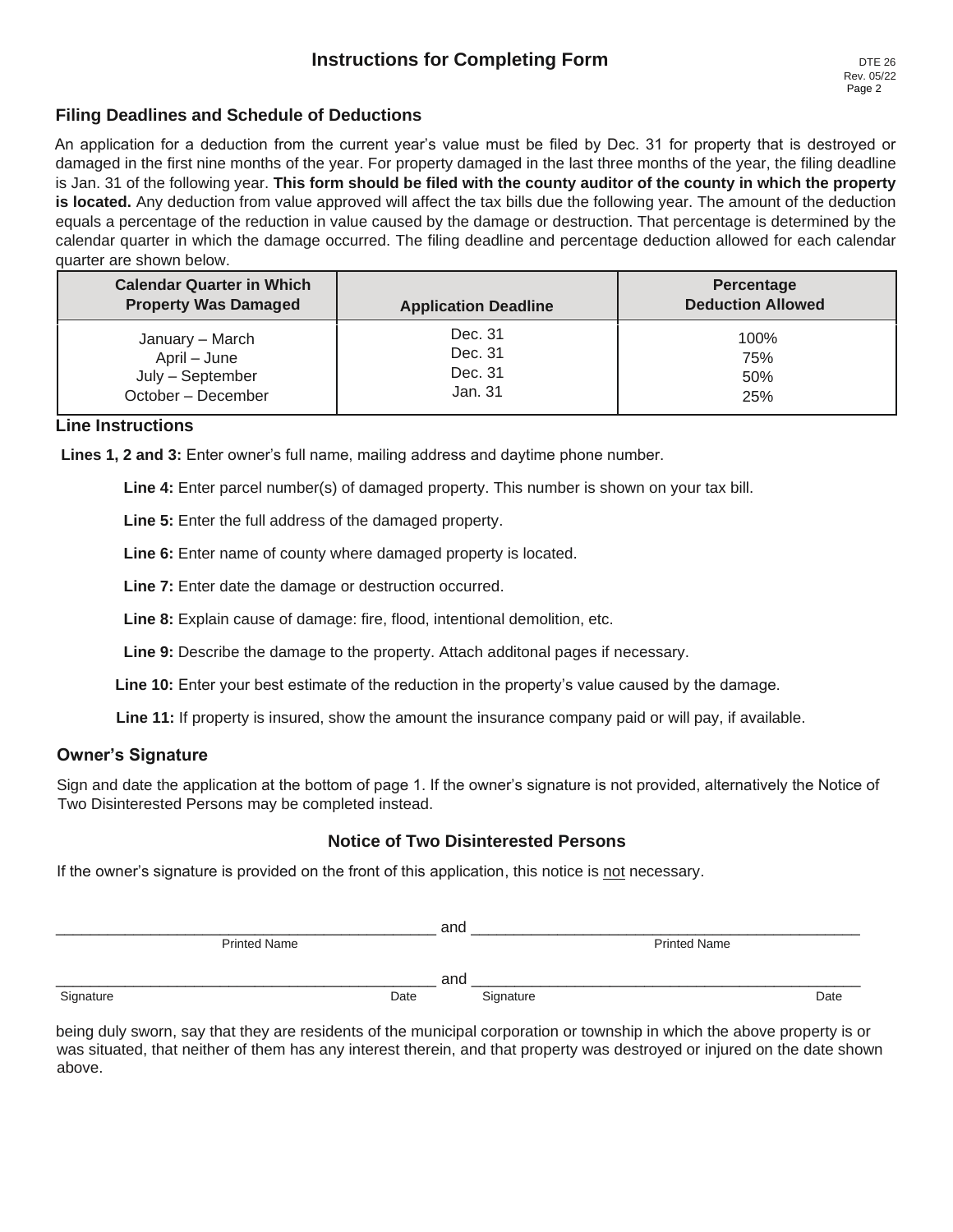# Instructions for Completing Form

## Filing Deadlines and Schedule of Deductions

An application for a deduction from the current year's value must be filed by Dec. 31 for property that is destroyed or damaged in the first nine months of the year. For property damaged in the last three months of the year, the filing deadline is Jan. 31 of the following year. **This form should be filed with the county auditor of the county in which the property is located.** Any deduction from value approved will affect the tax bills due the following year. The amount of the deduction equals a percentage of the reduction in value caused by the damage or destruction. That percentage is determined by the calendar quarter in which the damage occurred. The filing deadline and percentage deduction allowed for each calendar quarter are shown below.

| Calendar Quarter in Which Property Was Damaged | Application Deadline | Percentage Deduction Allowed |
|---|---|---|
| January – March | Dec. 31 | 100% |
| April – June | Dec. 31 | 75% |
| July – September | Dec. 31 | 50% |
| October – December | Jan. 31 | 25% |

## Line Instructions

**Lines 1, 2 and 3:** Enter owner's full name, mailing address and daytime phone number.

**Line 4:** Enter parcel number(s) of damaged property. This number is shown on your tax bill.

**Line 5:** Enter the full address of the damaged property.

**Line 6:** Enter name of county where damaged property is located.

**Line 7:** Enter date the damage or destruction occurred.

**Line 8:** Explain cause of damage: fire, flood, intentional demolition, etc.

**Line 9:** Describe the damage to the property. Attach additonal pages if necessary.

**Line 10:** Enter your best estimate of the reduction in the property's value caused by the damage.

**Line 11:** If property is insured, show the amount the insurance company paid or will pay, if available.

## Owner's Signature

Sign and date the application at the bottom of page 1. If the owner's signature is not provided, alternatively the Notice of Two Disinterested Persons may be completed instead.

### Notice of Two Disinterested Persons

If the owner's signature is provided on the front of this application, this notice is not necessary.

_______________________________ and _______________________________

Printed Name | Printed Name

_______________________________ and _______________________________

Signature | Date | Signature | Date

being duly sworn, say that they are residents of the municipal corporation or township in which the above property is or was situated, that neither of them has any interest therein, and that property was destroyed or injured on the date shown above.